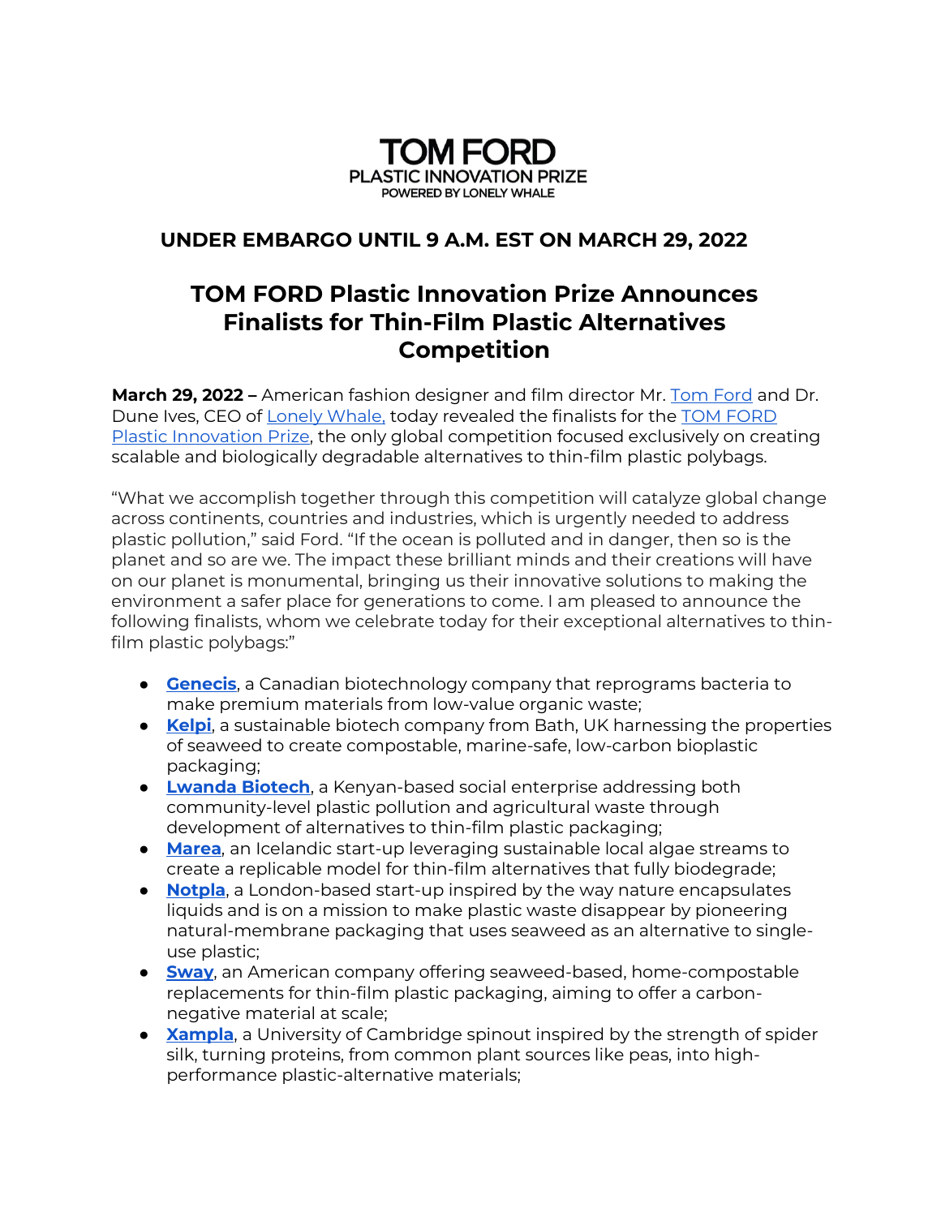TOM FORD
PLASTIC INNOVATION PRIZE
POWERED BY LONELY WHALE

## UNDER EMBARGO UNTIL 9 A.M. EST ON MARCH 29, 2022

# TOM FORD Plastic Innovation Prize Announces Finalists for Thin-Film Plastic Alternatives Competition

**March 29, 2022 –** American fashion designer and film director Mr. Tom Ford and Dr. Dune Ives, CEO of Lonely Whale, today revealed the finalists for the TOM FORD Plastic Innovation Prize, the only global competition focused exclusively on creating scalable and biologically degradable alternatives to thin-film plastic polybags.

"What we accomplish together through this competition will catalyze global change across continents, countries and industries, which is urgently needed to address plastic pollution," said Ford. "If the ocean is polluted and in danger, then so is the planet and so are we. The impact these brilliant minds and their creations will have on our planet is monumental, bringing us their innovative solutions to making the environment a safer place for generations to come. I am pleased to announce the following finalists, whom we celebrate today for their exceptional alternatives to thin-film plastic polybags:"

- **Genecis**, a Canadian biotechnology company that reprograms bacteria to make premium materials from low-value organic waste;
- **Kelpi**, a sustainable biotech company from Bath, UK harnessing the properties of seaweed to create compostable, marine-safe, low-carbon bioplastic packaging;
- **Lwanda Biotech**, a Kenyan-based social enterprise addressing both community-level plastic pollution and agricultural waste through development of alternatives to thin-film plastic packaging;
- **Marea**, an Icelandic start-up leveraging sustainable local algae streams to create a replicable model for thin-film alternatives that fully biodegrade;
- **Notpla**, a London-based start-up inspired by the way nature encapsulates liquids and is on a mission to make plastic waste disappear by pioneering natural-membrane packaging that uses seaweed as an alternative to single-use plastic;
- **Sway**, an American company offering seaweed-based, home-compostable replacements for thin-film plastic packaging, aiming to offer a carbon-negative material at scale;
- **Xampla**, a University of Cambridge spinout inspired by the strength of spider silk, turning proteins, from common plant sources like peas, into high-performance plastic-alternative materials;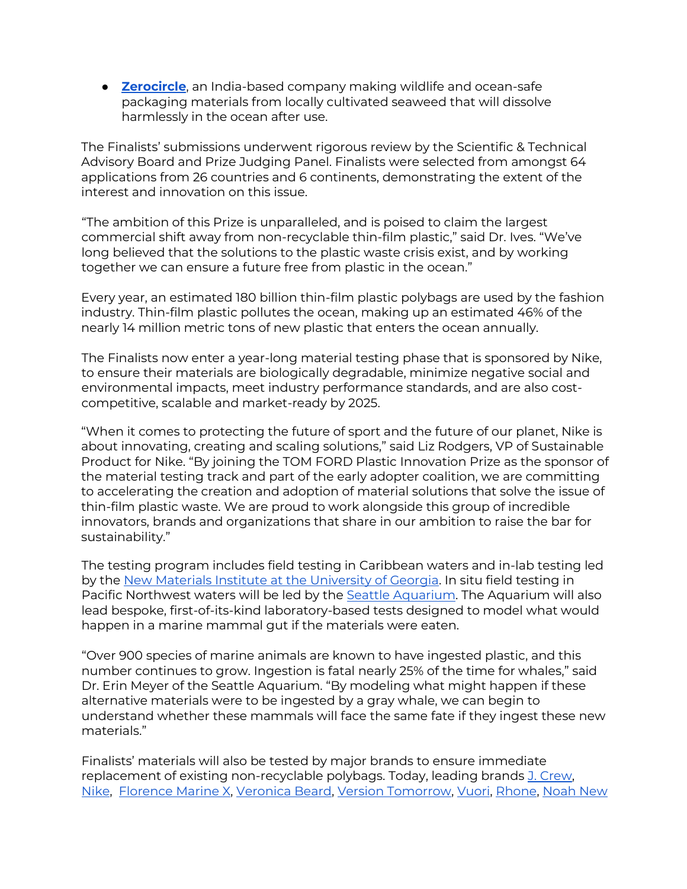- **[Zerocircle](#)**, an India-based company making wildlife and ocean-safe packaging materials from locally cultivated seaweed that will dissolve harmlessly in the ocean after use.

The Finalists' submissions underwent rigorous review by the Scientific & Technical Advisory Board and Prize Judging Panel. Finalists were selected from amongst 64 applications from 26 countries and 6 continents, demonstrating the extent of the interest and innovation on this issue.

"The ambition of this Prize is unparalleled, and is poised to claim the largest commercial shift away from non-recyclable thin-film plastic," said Dr. Ives. "We've long believed that the solutions to the plastic waste crisis exist, and by working together we can ensure a future free from plastic in the ocean."

Every year, an estimated 180 billion thin-film plastic polybags are used by the fashion industry. Thin-film plastic pollutes the ocean, making up an estimated 46% of the nearly 14 million metric tons of new plastic that enters the ocean annually.

The Finalists now enter a year-long material testing phase that is sponsored by Nike, to ensure their materials are biologically degradable, minimize negative social and environmental impacts, meet industry performance standards, and are also cost-competitive, scalable and market-ready by 2025.

"When it comes to protecting the future of sport and the future of our planet, Nike is about innovating, creating and scaling solutions," said Liz Rodgers, VP of Sustainable Product for Nike. "By joining the TOM FORD Plastic Innovation Prize as the sponsor of the material testing track and part of the early adopter coalition, we are committing to accelerating the creation and adoption of material solutions that solve the issue of thin-film plastic waste. We are proud to work alongside this group of incredible innovators, brands and organizations that share in our ambition to raise the bar for sustainability."

The testing program includes field testing in Caribbean waters and in-lab testing led by the New Materials Institute at the University of Georgia. In situ field testing in Pacific Northwest waters will be led by the Seattle Aquarium. The Aquarium will also lead bespoke, first-of-its-kind laboratory-based tests designed to model what would happen in a marine mammal gut if the materials were eaten.

"Over 900 species of marine animals are known to have ingested plastic, and this number continues to grow. Ingestion is fatal nearly 25% of the time for whales," said Dr. Erin Meyer of the Seattle Aquarium. "By modeling what might happen if these alternative materials were to be ingested by a gray whale, we can begin to understand whether these mammals will face the same fate if they ingest these new materials."

Finalists' materials will also be tested by major brands to ensure immediate replacement of existing non-recyclable polybags. Today, leading brands J. Crew, Nike, Florence Marine X, Veronica Beard, Version Tomorrow, Vuori, Rhone, Noah New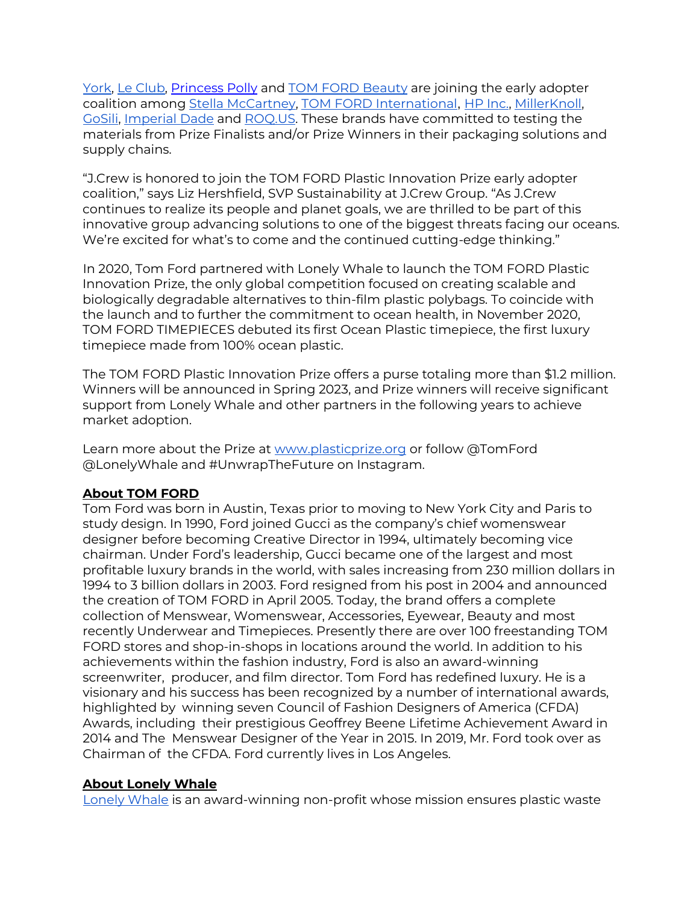York, Le Club, Princess Polly and TOM FORD Beauty are joining the early adopter coalition among Stella McCartney, TOM FORD International, HP Inc., MillerKnoll, GoSili, Imperial Dade and ROQ.US. These brands have committed to testing the materials from Prize Finalists and/or Prize Winners in their packaging solutions and supply chains.

"J.Crew is honored to join the TOM FORD Plastic Innovation Prize early adopter coalition," says Liz Hershfield, SVP Sustainability at J.Crew Group. "As J.Crew continues to realize its people and planet goals, we are thrilled to be part of this innovative group advancing solutions to one of the biggest threats facing our oceans. We're excited for what's to come and the continued cutting-edge thinking."

In 2020, Tom Ford partnered with Lonely Whale to launch the TOM FORD Plastic Innovation Prize, the only global competition focused on creating scalable and biologically degradable alternatives to thin-film plastic polybags. To coincide with the launch and to further the commitment to ocean health, in November 2020, TOM FORD TIMEPIECES debuted its first Ocean Plastic timepiece, the first luxury timepiece made from 100% ocean plastic.

The TOM FORD Plastic Innovation Prize offers a purse totaling more than $1.2 million. Winners will be announced in Spring 2023, and Prize winners will receive significant support from Lonely Whale and other partners in the following years to achieve market adoption.

Learn more about the Prize at www.plasticprize.org or follow @TomFord @LonelyWhale and #UnwrapTheFuture on Instagram.

**About TOM FORD**

Tom Ford was born in Austin, Texas prior to moving to New York City and Paris to study design. In 1990, Ford joined Gucci as the company's chief womenswear designer before becoming Creative Director in 1994, ultimately becoming vice chairman. Under Ford's leadership, Gucci became one of the largest and most profitable luxury brands in the world, with sales increasing from 230 million dollars in 1994 to 3 billion dollars in 2003. Ford resigned from his post in 2004 and announced the creation of TOM FORD in April 2005. Today, the brand offers a complete collection of Menswear, Womenswear, Accessories, Eyewear, Beauty and most recently Underwear and Timepieces. Presently there are over 100 freestanding TOM FORD stores and shop-in-shops in locations around the world. In addition to his achievements within the fashion industry, Ford is also an award-winning screenwriter, producer, and film director. Tom Ford has redefined luxury. He is a visionary and his success has been recognized by a number of international awards, highlighted by winning seven Council of Fashion Designers of America (CFDA) Awards, including their prestigious Geoffrey Beene Lifetime Achievement Award in 2014 and The Menswear Designer of the Year in 2015. In 2019, Mr. Ford took over as Chairman of the CFDA. Ford currently lives in Los Angeles.

**About Lonely Whale**

Lonely Whale is an award-winning non-profit whose mission ensures plastic waste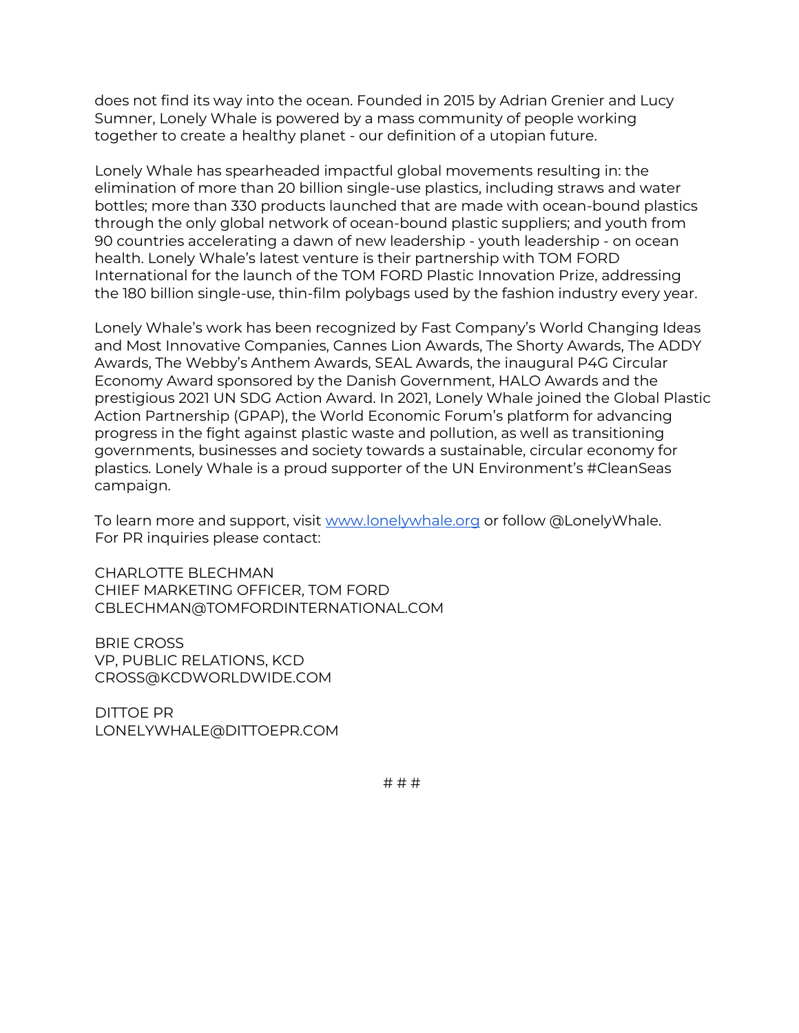does not find its way into the ocean. Founded in 2015 by Adrian Grenier and Lucy Sumner, Lonely Whale is powered by a mass community of people working together to create a healthy planet - our definition of a utopian future.

Lonely Whale has spearheaded impactful global movements resulting in: the elimination of more than 20 billion single-use plastics, including straws and water bottles; more than 330 products launched that are made with ocean-bound plastics through the only global network of ocean-bound plastic suppliers; and youth from 90 countries accelerating a dawn of new leadership - youth leadership - on ocean health. Lonely Whale's latest venture is their partnership with TOM FORD International for the launch of the TOM FORD Plastic Innovation Prize, addressing the 180 billion single-use, thin-film polybags used by the fashion industry every year.

Lonely Whale's work has been recognized by Fast Company's World Changing Ideas and Most Innovative Companies, Cannes Lion Awards, The Shorty Awards, The ADDY Awards, The Webby's Anthem Awards, SEAL Awards, the inaugural P4G Circular Economy Award sponsored by the Danish Government, HALO Awards and the prestigious 2021 UN SDG Action Award. In 2021, Lonely Whale joined the Global Plastic Action Partnership (GPAP), the World Economic Forum's platform for advancing progress in the fight against plastic waste and pollution, as well as transitioning governments, businesses and society towards a sustainable, circular economy for plastics. Lonely Whale is a proud supporter of the UN Environment's #CleanSeas campaign.

To learn more and support, visit [www.lonelywhale.org](http://www.lonelywhale.org) or follow @LonelyWhale.
For PR inquiries please contact:

CHARLOTTE BLECHMAN
CHIEF MARKETING OFFICER, TOM FORD
CBLECHMAN@TOMFORDINTERNATIONAL.COM

BRIE CROSS
VP, PUBLIC RELATIONS, KCD
CROSS@KCDWORLDWIDE.COM

DITTOE PR
LONELYWHALE@DITTOEPR.COM

# # #